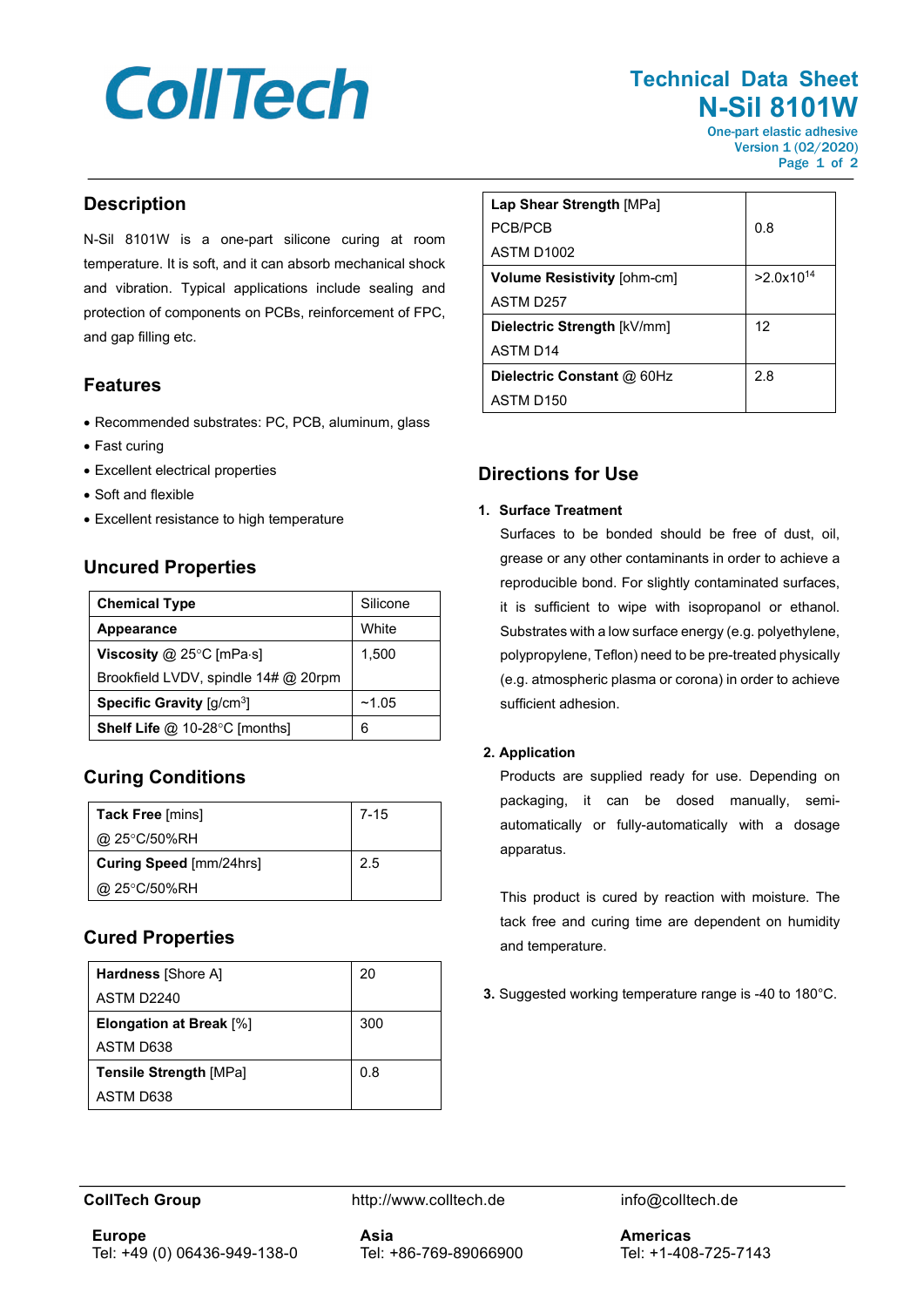# CollTech

## Technical Data Sheet
## N-Sil 8101W

One-part elastic adhesive
Version 1 (02/2020)

## Description

N-Sil 8101W is a one-part silicone curing at room temperature. It is soft, and it can absorb mechanical shock and vibration. Typical applications include sealing and protection of components on PCBs, reinforcement of FPC, and gap filling etc.

## Features

- Recommended substrates: PC, PCB, aluminum, glass
- Fast curing
- Excellent electrical properties
- Soft and flexible
- Excellent resistance to high temperature

## Uncured Properties

| Property | Value |
|---|---|
| **Chemical Type** | Silicone |
| **Appearance** | White |
| **Viscosity** @ 25°C [mPa·s]<br>Brookfield LVDV, spindle 14# @ 20rpm | 1,500 |
| **Specific Gravity** [g/cm$^3$] | ~1.05 |
| **Shelf Life** @ 10-28°C [months] | 6 |

## Curing Conditions

| Property | Value |
|---|---|
| **Tack Free** [mins]<br>@ 25°C/50%RH | 7-15 |
| **Curing Speed** [mm/24hrs]<br>@ 25°C/50%RH | 2.5 |

## Cured Properties

| Property | Value |
|---|---|
| **Hardness** [Shore A]<br>ASTM D2240 | 20 |
| **Elongation at Break** [%]<br>ASTM D638 | 300 |
| **Tensile Strength** [MPa]<br>ASTM D638 | 0.8 |
| **Lap Shear Strength** [MPa]<br>PCB/PCB<br>ASTM D1002 | 0.8 |
| **Volume Resistivity** [ohm-cm]<br>ASTM D257 | >$2.0\times10^{14}$ |
| **Dielectric Strength** [kV/mm]<br>ASTM D14 | 12 |
| **Dielectric Constant** @ 60Hz<br>ASTM D150 | 2.8 |

## Directions for Use

1. **Surface Treatment**

   Surfaces to be bonded should be free of dust, oil, grease or any other contaminants in order to achieve a reproducible bond. For slightly contaminated surfaces, it is sufficient to wipe with isopropanol or ethanol. Substrates with a low surface energy (e.g. polyethylene, polypropylene, Teflon) need to be pre-treated physically (e.g. atmospheric plasma or corona) in order to achieve sufficient adhesion.

2. **Application**

   Products are supplied ready for use. Depending on packaging, it can be dosed manually, semi-automatically or fully-automatically with a dosage apparatus.

   This product is cured by reaction with moisture. The tack free and curing time are dependent on humidity and temperature.

3. Suggested working temperature range is -40 to 180°C.

**CollTech Group** | http://www.colltech.de | info@colltech.de

**Europe**
Tel: +49 (0) 06436-949-138-0

**Asia**
Tel: +86-769-89066900

**Americas**
Tel: +1-408-725-7143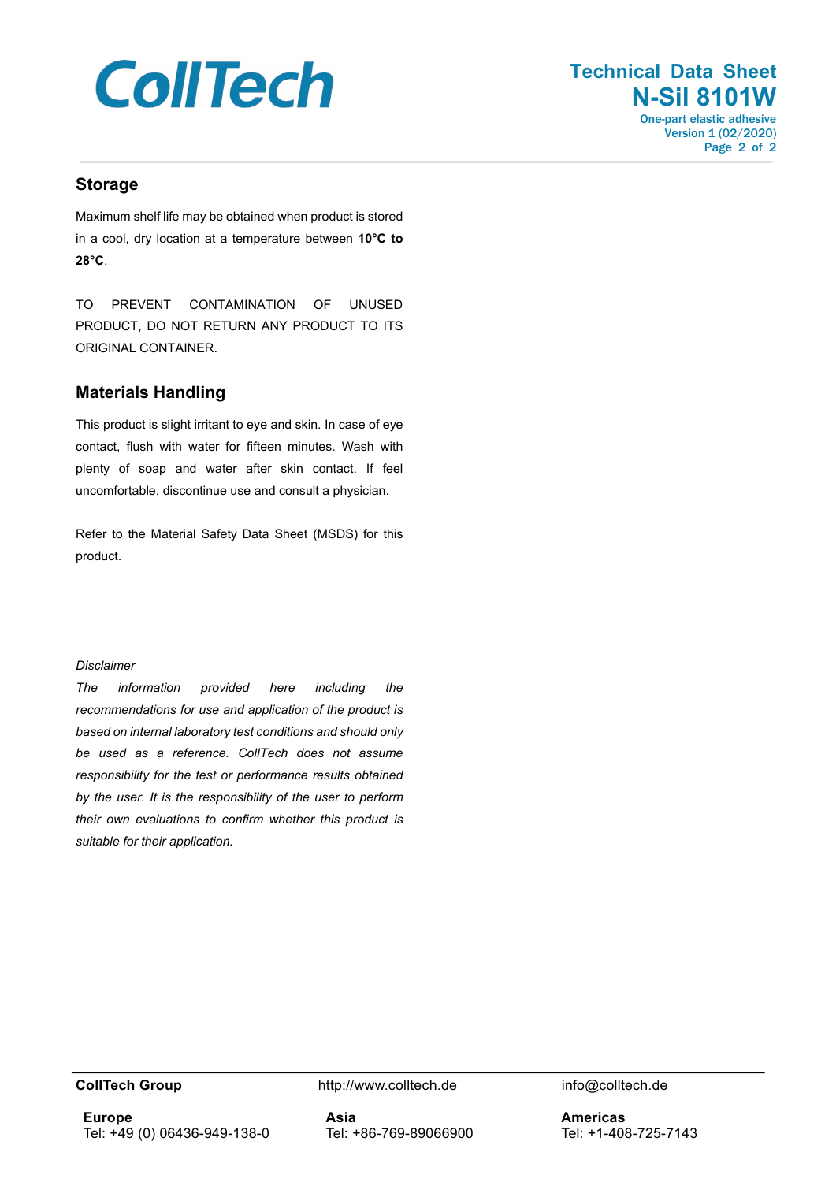## Storage

Maximum shelf life may be obtained when product is stored in a cool, dry location at a temperature between **10°C to 28°C**.

TO PREVENT CONTAMINATION OF UNUSED PRODUCT, DO NOT RETURN ANY PRODUCT TO ITS ORIGINAL CONTAINER.

## Materials Handling

This product is slight irritant to eye and skin. In case of eye contact, flush with water for fifteen minutes. Wash with plenty of soap and water after skin contact. If feel uncomfortable, discontinue use and consult a physician.

Refer to the Material Safety Data Sheet (MSDS) for this product.

*Disclaimer*

*The information provided here including the recommendations for use and application of the product is based on internal laboratory test conditions and should only be used as a reference. CollTech does not assume responsibility for the test or performance results obtained by the user. It is the responsibility of the user to perform their own evaluations to confirm whether this product is suitable for their application.*